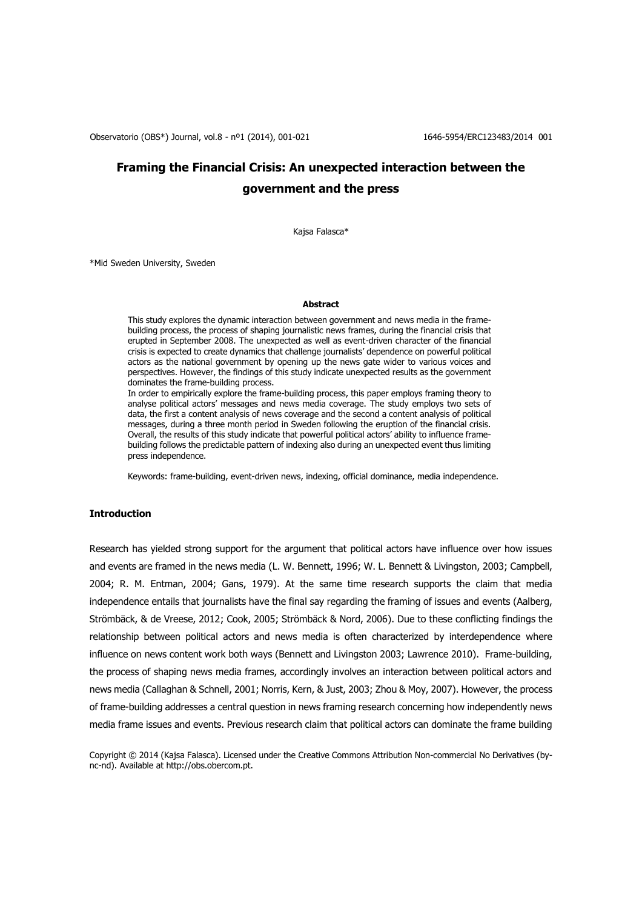# Framing the Financial Crisis: An unexpected interaction between the government and the press

Kajsa Falasca*

*Mid Sweden University, Sweden

**Abstract**

This study explores the dynamic interaction between government and news media in the frame-building process, the process of shaping journalistic news frames, during the financial crisis that erupted in September 2008. The unexpected as well as event-driven character of the financial crisis is expected to create dynamics that challenge journalists' dependence on powerful political actors as the national government by opening up the news gate wider to various voices and perspectives. However, the findings of this study indicate unexpected results as the government dominates the frame-building process.

In order to empirically explore the frame-building process, this paper employs framing theory to analyse political actors' messages and news media coverage. The study employs two sets of data, the first a content analysis of news coverage and the second a content analysis of political messages, during a three month period in Sweden following the eruption of the financial crisis. Overall, the results of this study indicate that powerful political actors' ability to influence frame-building follows the predictable pattern of indexing also during an unexpected event thus limiting press independence.

Keywords: frame-building, event-driven news, indexing, official dominance, media independence.

## Introduction

Research has yielded strong support for the argument that political actors have influence over how issues and events are framed in the news media (L. W. Bennett, 1996; W. L. Bennett & Livingston, 2003; Campbell, 2004; R. M. Entman, 2004; Gans, 1979). At the same time research supports the claim that media independence entails that journalists have the final say regarding the framing of issues and events (Aalberg, Strömbäck, & de Vreese, 2012; Cook, 2005; Strömbäck & Nord, 2006). Due to these conflicting findings the relationship between political actors and news media is often characterized by interdependence where influence on news content work both ways (Bennett and Livingston 2003; Lawrence 2010). Frame-building, the process of shaping news media frames, accordingly involves an interaction between political actors and news media (Callaghan & Schnell, 2001; Norris, Kern, & Just, 2003; Zhou & Moy, 2007). However, the process of frame-building addresses a central question in news framing research concerning how independently news media frame issues and events. Previous research claim that political actors can dominate the frame building

Copyright © 2014 (Kajsa Falasca). Licensed under the Creative Commons Attribution Non-commercial No Derivatives (by-nc-nd). Available at http://obs.obercom.pt.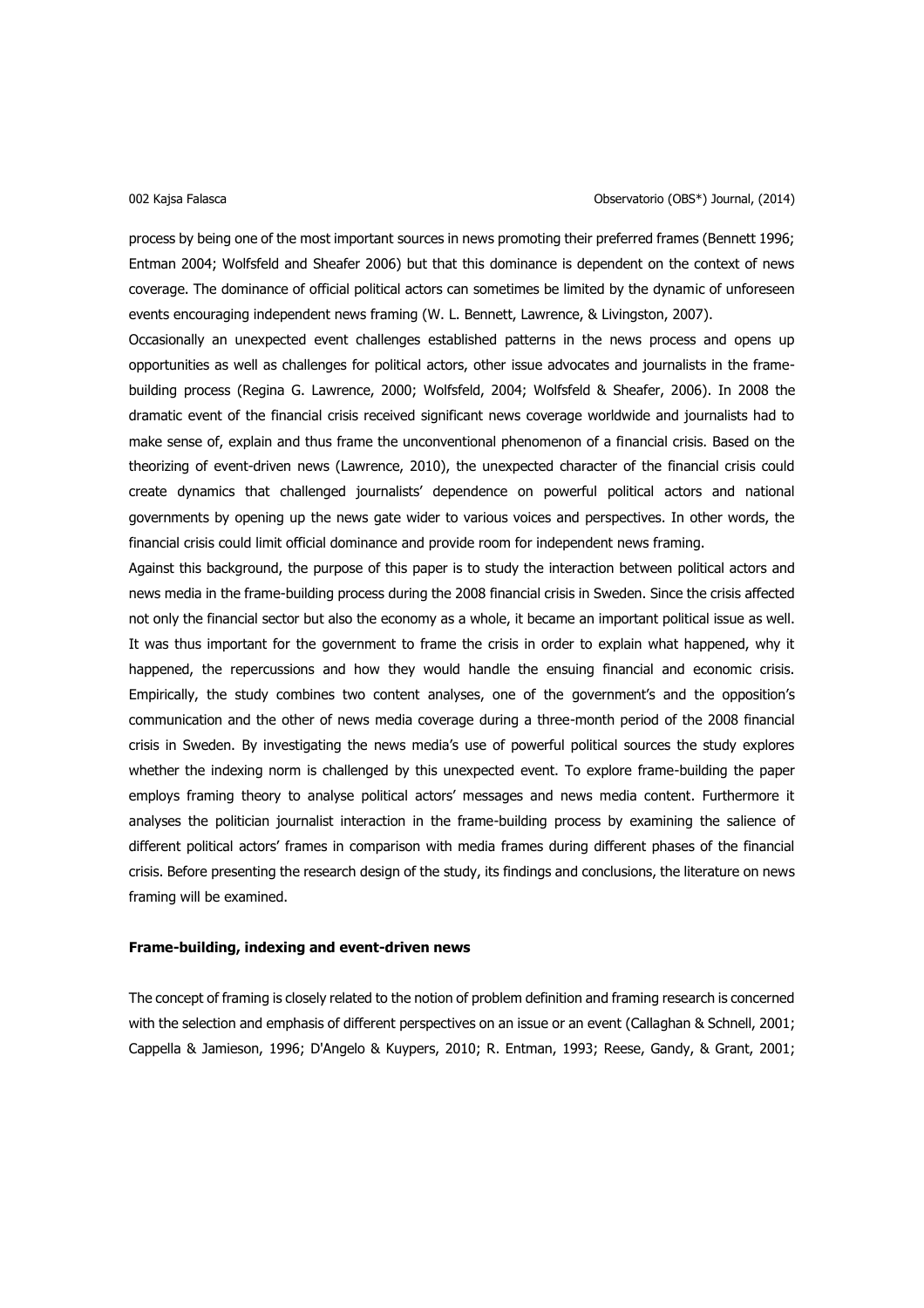process by being one of the most important sources in news promoting their preferred frames (Bennett 1996; Entman 2004; Wolfsfeld and Sheafer 2006) but that this dominance is dependent on the context of news coverage. The dominance of official political actors can sometimes be limited by the dynamic of unforeseen events encouraging independent news framing (W. L. Bennett, Lawrence, & Livingston, 2007).

Occasionally an unexpected event challenges established patterns in the news process and opens up opportunities as well as challenges for political actors, other issue advocates and journalists in the frame-building process (Regina G. Lawrence, 2000; Wolfsfeld, 2004; Wolfsfeld & Sheafer, 2006). In 2008 the dramatic event of the financial crisis received significant news coverage worldwide and journalists had to make sense of, explain and thus frame the unconventional phenomenon of a financial crisis. Based on the theorizing of event-driven news (Lawrence, 2010), the unexpected character of the financial crisis could create dynamics that challenged journalists' dependence on powerful political actors and national governments by opening up the news gate wider to various voices and perspectives. In other words, the financial crisis could limit official dominance and provide room for independent news framing.

Against this background, the purpose of this paper is to study the interaction between political actors and news media in the frame-building process during the 2008 financial crisis in Sweden. Since the crisis affected not only the financial sector but also the economy as a whole, it became an important political issue as well. It was thus important for the government to frame the crisis in order to explain what happened, why it happened, the repercussions and how they would handle the ensuing financial and economic crisis. Empirically, the study combines two content analyses, one of the government's and the opposition's communication and the other of news media coverage during a three-month period of the 2008 financial crisis in Sweden. By investigating the news media's use of powerful political sources the study explores whether the indexing norm is challenged by this unexpected event. To explore frame-building the paper employs framing theory to analyse political actors' messages and news media content. Furthermore it analyses the politician journalist interaction in the frame-building process by examining the salience of different political actors' frames in comparison with media frames during different phases of the financial crisis. Before presenting the research design of the study, its findings and conclusions, the literature on news framing will be examined.

## Frame-building, indexing and event-driven news

The concept of framing is closely related to the notion of problem definition and framing research is concerned with the selection and emphasis of different perspectives on an issue or an event (Callaghan & Schnell, 2001; Cappella & Jamieson, 1996; D'Angelo & Kuypers, 2010; R. Entman, 1993; Reese, Gandy, & Grant, 2001;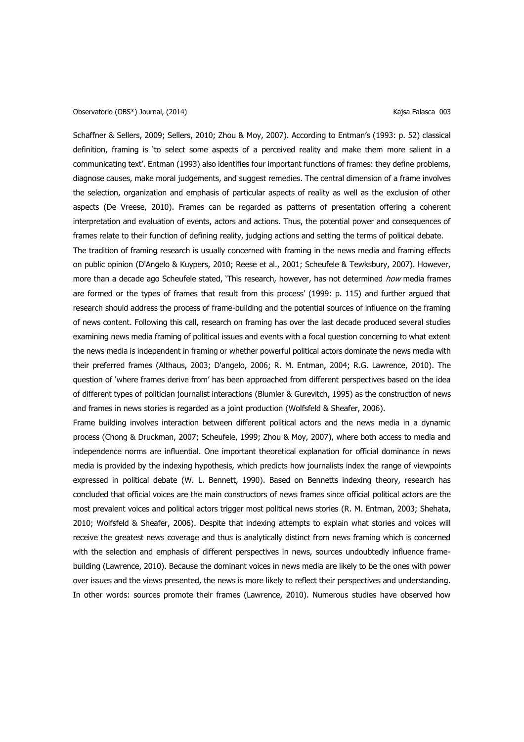Schaffner & Sellers, 2009; Sellers, 2010; Zhou & Moy, 2007). According to Entman's (1993: p. 52) classical definition, framing is 'to select some aspects of a perceived reality and make them more salient in a communicating text'. Entman (1993) also identifies four important functions of frames: they define problems, diagnose causes, make moral judgements, and suggest remedies. The central dimension of a frame involves the selection, organization and emphasis of particular aspects of reality as well as the exclusion of other aspects (De Vreese, 2010). Frames can be regarded as patterns of presentation offering a coherent interpretation and evaluation of events, actors and actions. Thus, the potential power and consequences of frames relate to their function of defining reality, judging actions and setting the terms of political debate.

The tradition of framing research is usually concerned with framing in the news media and framing effects on public opinion (D'Angelo & Kuypers, 2010; Reese et al., 2001; Scheufele & Tewksbury, 2007). However, more than a decade ago Scheufele stated, 'This research, however, has not determined *how* media frames are formed or the types of frames that result from this process' (1999: p. 115) and further argued that research should address the process of frame-building and the potential sources of influence on the framing of news content. Following this call, research on framing has over the last decade produced several studies examining news media framing of political issues and events with a focal question concerning to what extent the news media is independent in framing or whether powerful political actors dominate the news media with their preferred frames (Althaus, 2003; D'angelo, 2006; R. M. Entman, 2004; R.G. Lawrence, 2010). The question of 'where frames derive from' has been approached from different perspectives based on the idea of different types of politician journalist interactions (Blumler & Gurevitch, 1995) as the construction of news and frames in news stories is regarded as a joint production (Wolfsfeld & Sheafer, 2006).

Frame building involves interaction between different political actors and the news media in a dynamic process (Chong & Druckman, 2007; Scheufele, 1999; Zhou & Moy, 2007), where both access to media and independence norms are influential. One important theoretical explanation for official dominance in news media is provided by the indexing hypothesis, which predicts how journalists index the range of viewpoints expressed in political debate (W. L. Bennett, 1990). Based on Bennetts indexing theory, research has concluded that official voices are the main constructors of news frames since official political actors are the most prevalent voices and political actors trigger most political news stories (R. M. Entman, 2003; Shehata, 2010; Wolfsfeld & Sheafer, 2006). Despite that indexing attempts to explain what stories and voices will receive the greatest news coverage and thus is analytically distinct from news framing which is concerned with the selection and emphasis of different perspectives in news, sources undoubtedly influence frame-building (Lawrence, 2010). Because the dominant voices in news media are likely to be the ones with power over issues and the views presented, the news is more likely to reflect their perspectives and understanding. In other words: sources promote their frames (Lawrence, 2010). Numerous studies have observed how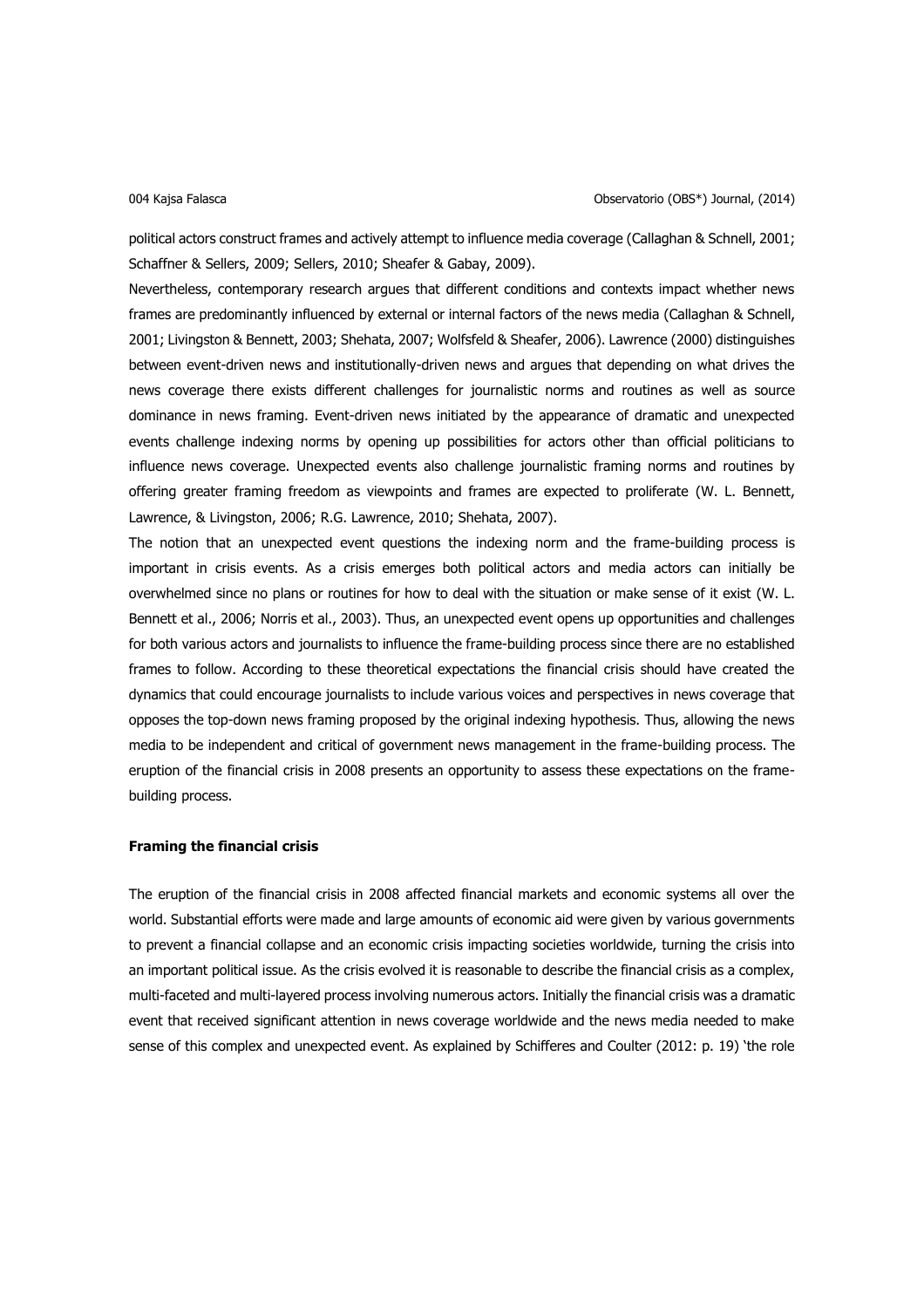political actors construct frames and actively attempt to influence media coverage (Callaghan & Schnell, 2001; Schaffner & Sellers, 2009; Sellers, 2010; Sheafer & Gabay, 2009).

Nevertheless, contemporary research argues that different conditions and contexts impact whether news frames are predominantly influenced by external or internal factors of the news media (Callaghan & Schnell, 2001; Livingston & Bennett, 2003; Shehata, 2007; Wolfsfeld & Sheafer, 2006). Lawrence (2000) distinguishes between event-driven news and institutionally-driven news and argues that depending on what drives the news coverage there exists different challenges for journalistic norms and routines as well as source dominance in news framing. Event-driven news initiated by the appearance of dramatic and unexpected events challenge indexing norms by opening up possibilities for actors other than official politicians to influence news coverage. Unexpected events also challenge journalistic framing norms and routines by offering greater framing freedom as viewpoints and frames are expected to proliferate (W. L. Bennett, Lawrence, & Livingston, 2006; R.G. Lawrence, 2010; Shehata, 2007).

The notion that an unexpected event questions the indexing norm and the frame-building process is important in crisis events. As a crisis emerges both political actors and media actors can initially be overwhelmed since no plans or routines for how to deal with the situation or make sense of it exist (W. L. Bennett et al., 2006; Norris et al., 2003). Thus, an unexpected event opens up opportunities and challenges for both various actors and journalists to influence the frame-building process since there are no established frames to follow. According to these theoretical expectations the financial crisis should have created the dynamics that could encourage journalists to include various voices and perspectives in news coverage that opposes the top-down news framing proposed by the original indexing hypothesis. Thus, allowing the news media to be independent and critical of government news management in the frame-building process. The eruption of the financial crisis in 2008 presents an opportunity to assess these expectations on the frame-building process.

## Framing the financial crisis

The eruption of the financial crisis in 2008 affected financial markets and economic systems all over the world. Substantial efforts were made and large amounts of economic aid were given by various governments to prevent a financial collapse and an economic crisis impacting societies worldwide, turning the crisis into an important political issue. As the crisis evolved it is reasonable to describe the financial crisis as a complex, multi-faceted and multi-layered process involving numerous actors. Initially the financial crisis was a dramatic event that received significant attention in news coverage worldwide and the news media needed to make sense of this complex and unexpected event. As explained by Schifferes and Coulter (2012: p. 19) 'the role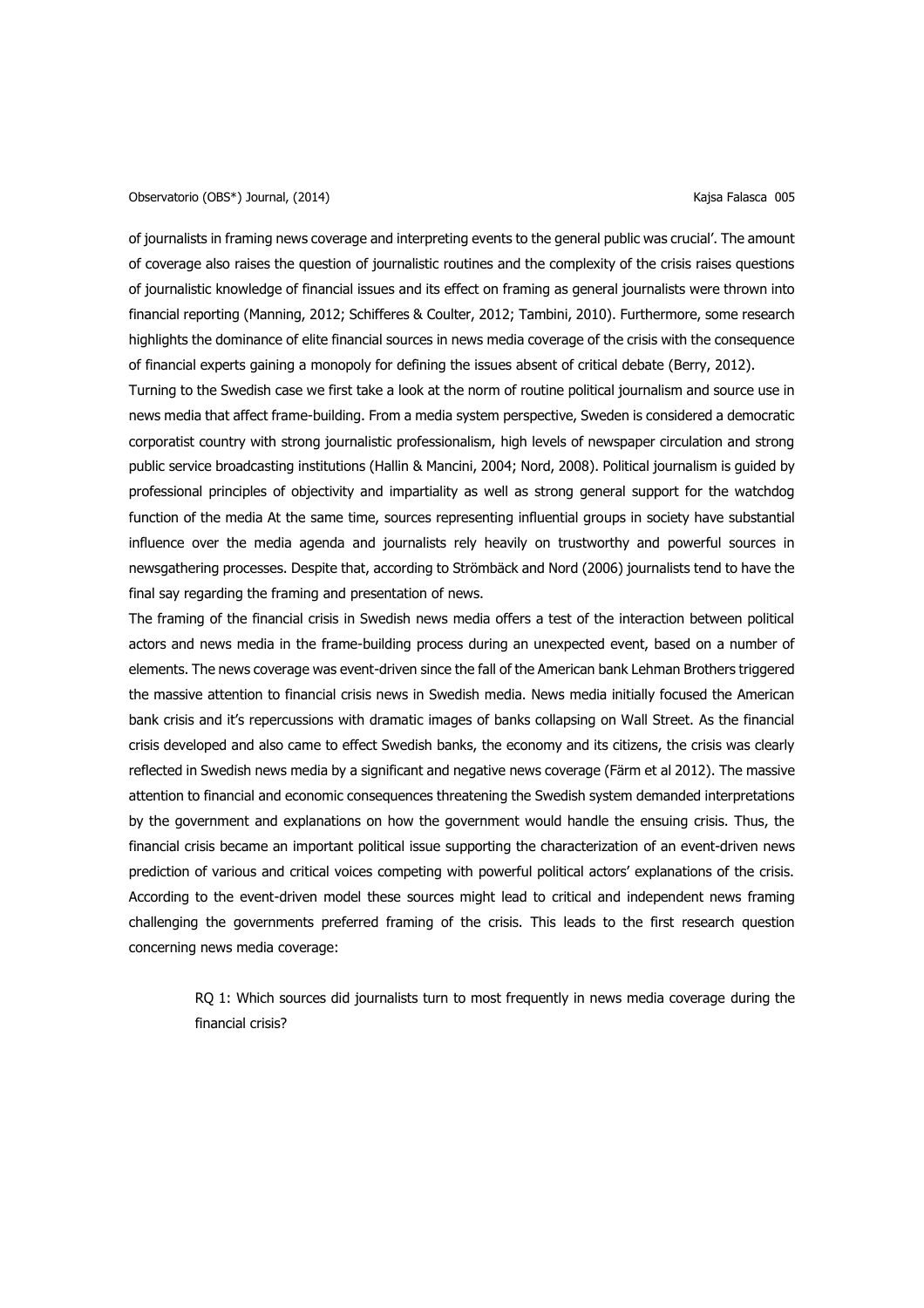of journalists in framing news coverage and interpreting events to the general public was crucial'. The amount of coverage also raises the question of journalistic routines and the complexity of the crisis raises questions of journalistic knowledge of financial issues and its effect on framing as general journalists were thrown into financial reporting (Manning, 2012; Schifferes & Coulter, 2012; Tambini, 2010). Furthermore, some research highlights the dominance of elite financial sources in news media coverage of the crisis with the consequence of financial experts gaining a monopoly for defining the issues absent of critical debate (Berry, 2012).

Turning to the Swedish case we first take a look at the norm of routine political journalism and source use in news media that affect frame-building. From a media system perspective, Sweden is considered a democratic corporatist country with strong journalistic professionalism, high levels of newspaper circulation and strong public service broadcasting institutions (Hallin & Mancini, 2004; Nord, 2008). Political journalism is guided by professional principles of objectivity and impartiality as well as strong general support for the watchdog function of the media At the same time, sources representing influential groups in society have substantial influence over the media agenda and journalists rely heavily on trustworthy and powerful sources in newsgathering processes. Despite that, according to Strömbäck and Nord (2006) journalists tend to have the final say regarding the framing and presentation of news.

The framing of the financial crisis in Swedish news media offers a test of the interaction between political actors and news media in the frame-building process during an unexpected event, based on a number of elements. The news coverage was event-driven since the fall of the American bank Lehman Brothers triggered the massive attention to financial crisis news in Swedish media. News media initially focused the American bank crisis and it's repercussions with dramatic images of banks collapsing on Wall Street. As the financial crisis developed and also came to effect Swedish banks, the economy and its citizens, the crisis was clearly reflected in Swedish news media by a significant and negative news coverage (Färm et al 2012). The massive attention to financial and economic consequences threatening the Swedish system demanded interpretations by the government and explanations on how the government would handle the ensuing crisis. Thus, the financial crisis became an important political issue supporting the characterization of an event-driven news prediction of various and critical voices competing with powerful political actors' explanations of the crisis. According to the event-driven model these sources might lead to critical and independent news framing challenging the governments preferred framing of the crisis. This leads to the first research question concerning news media coverage:

> RQ 1: Which sources did journalists turn to most frequently in news media coverage during the financial crisis?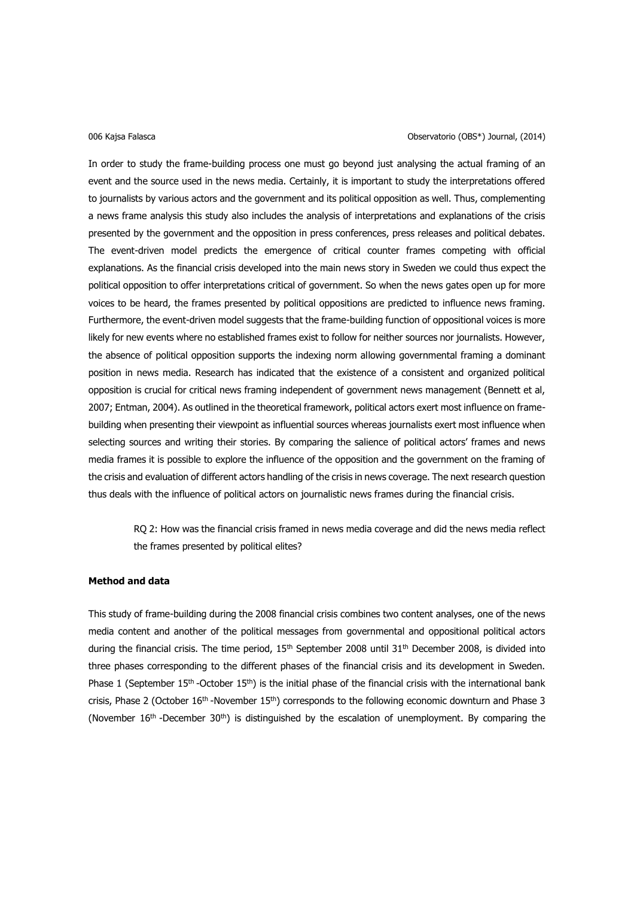In order to study the frame-building process one must go beyond just analysing the actual framing of an event and the source used in the news media. Certainly, it is important to study the interpretations offered to journalists by various actors and the government and its political opposition as well. Thus, complementing a news frame analysis this study also includes the analysis of interpretations and explanations of the crisis presented by the government and the opposition in press conferences, press releases and political debates. The event-driven model predicts the emergence of critical counter frames competing with official explanations. As the financial crisis developed into the main news story in Sweden we could thus expect the political opposition to offer interpretations critical of government. So when the news gates open up for more voices to be heard, the frames presented by political oppositions are predicted to influence news framing. Furthermore, the event-driven model suggests that the frame-building function of oppositional voices is more likely for new events where no established frames exist to follow for neither sources nor journalists. However, the absence of political opposition supports the indexing norm allowing governmental framing a dominant position in news media. Research has indicated that the existence of a consistent and organized political opposition is crucial for critical news framing independent of government news management (Bennett et al, 2007; Entman, 2004). As outlined in the theoretical framework, political actors exert most influence on frame-building when presenting their viewpoint as influential sources whereas journalists exert most influence when selecting sources and writing their stories. By comparing the salience of political actors' frames and news media frames it is possible to explore the influence of the opposition and the government on the framing of the crisis and evaluation of different actors handling of the crisis in news coverage. The next research question thus deals with the influence of political actors on journalistic news frames during the financial crisis.

> RQ 2: How was the financial crisis framed in news media coverage and did the news media reflect the frames presented by political elites?

**Method and data**

This study of frame-building during the 2008 financial crisis combines two content analyses, one of the news media content and another of the political messages from governmental and oppositional political actors during the financial crisis. The time period, 15th September 2008 until 31th December 2008, is divided into three phases corresponding to the different phases of the financial crisis and its development in Sweden. Phase 1 (September 15th -October 15th) is the initial phase of the financial crisis with the international bank crisis, Phase 2 (October 16th -November 15th) corresponds to the following economic downturn and Phase 3 (November 16th -December 30th) is distinguished by the escalation of unemployment. By comparing the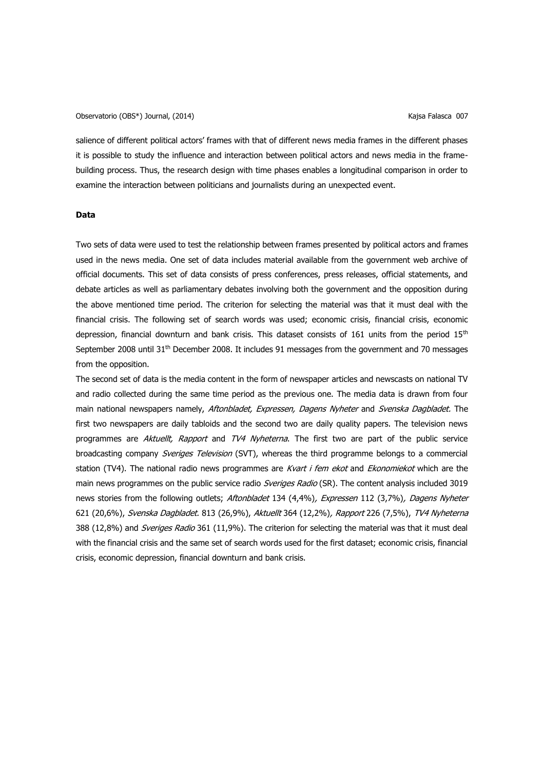salience of different political actors' frames with that of different news media frames in the different phases it is possible to study the influence and interaction between political actors and news media in the frame-building process. Thus, the research design with time phases enables a longitudinal comparison in order to examine the interaction between politicians and journalists during an unexpected event.

**Data**

Two sets of data were used to test the relationship between frames presented by political actors and frames used in the news media. One set of data includes material available from the government web archive of official documents. This set of data consists of press conferences, press releases, official statements, and debate articles as well as parliamentary debates involving both the government and the opposition during the above mentioned time period. The criterion for selecting the material was that it must deal with the financial crisis. The following set of search words was used; economic crisis, financial crisis, economic depression, financial downturn and bank crisis. This dataset consists of 161 units from the period 15th September 2008 until 31th December 2008. It includes 91 messages from the government and 70 messages from the opposition.

The second set of data is the media content in the form of newspaper articles and newscasts on national TV and radio collected during the same time period as the previous one. The media data is drawn from four main national newspapers namely, *Aftonbladet, Expressen, Dagens Nyheter* and *Svenska Dagbladet.* The first two newspapers are daily tabloids and the second two are daily quality papers. The television news programmes are *Aktuellt, Rapport* and *TV4 Nyheterna*. The first two are part of the public service broadcasting company *Sveriges Television* (SVT), whereas the third programme belongs to a commercial station (TV4). The national radio news programmes are *Kvart i fem ekot* and *Ekonomiekot* which are the main news programmes on the public service radio *Sveriges Radio* (SR). The content analysis included 3019 news stories from the following outlets; *Aftonbladet* 134 (4,4%), *Expressen* 112 (3,7%), *Dagens Nyheter* 621 (20,6%), *Svenska Dagbladet.* 813 (26,9%), *Aktuellt* 364 (12,2%), *Rapport* 226 (7,5%), *TV4 Nyheterna* 388 (12,8%) and *Sveriges Radio* 361 (11,9%). The criterion for selecting the material was that it must deal with the financial crisis and the same set of search words used for the first dataset; economic crisis, financial crisis, economic depression, financial downturn and bank crisis.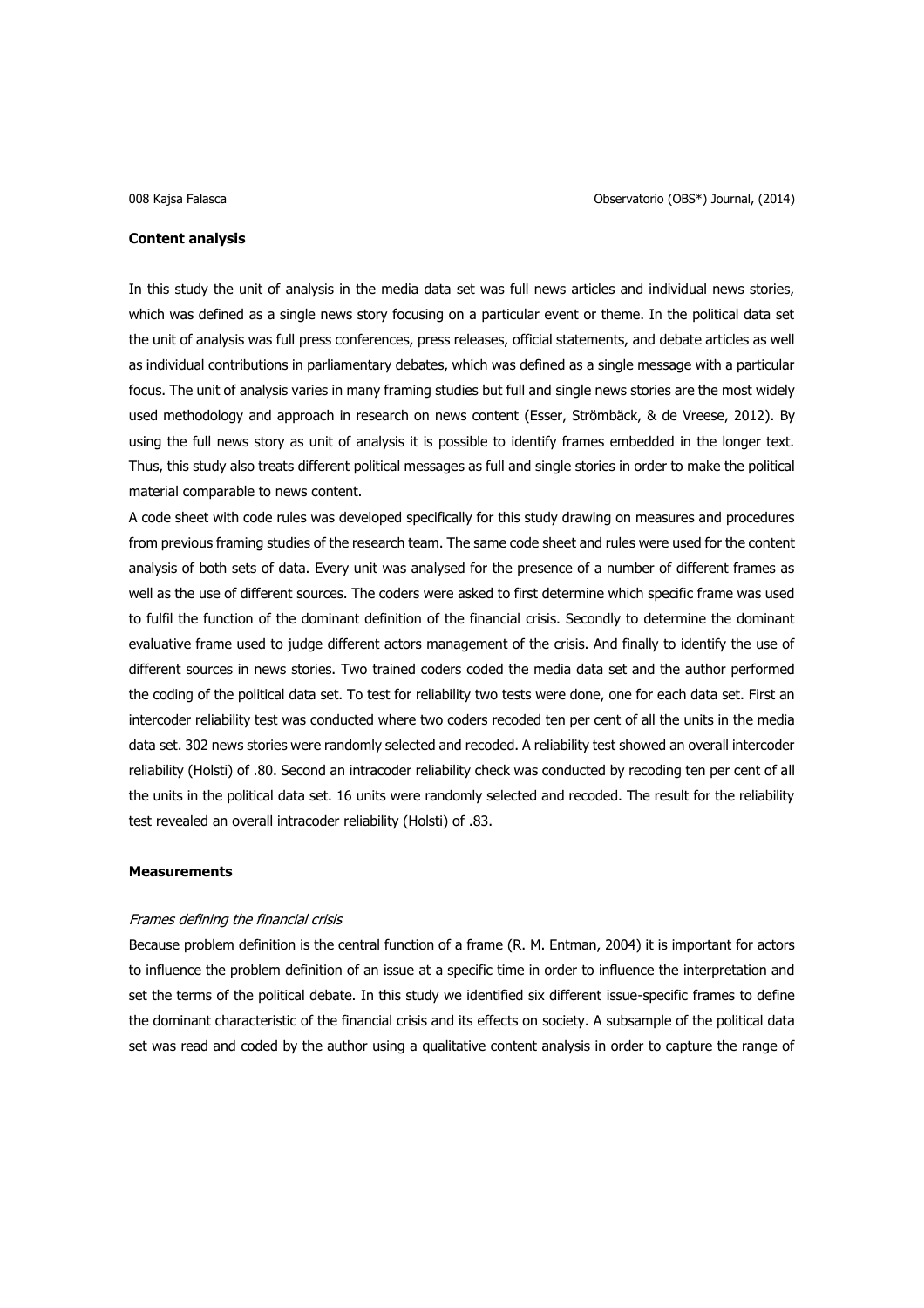**Content analysis**

In this study the unit of analysis in the media data set was full news articles and individual news stories, which was defined as a single news story focusing on a particular event or theme. In the political data set the unit of analysis was full press conferences, press releases, official statements, and debate articles as well as individual contributions in parliamentary debates, which was defined as a single message with a particular focus. The unit of analysis varies in many framing studies but full and single news stories are the most widely used methodology and approach in research on news content (Esser, Strömbäck, & de Vreese, 2012). By using the full news story as unit of analysis it is possible to identify frames embedded in the longer text. Thus, this study also treats different political messages as full and single stories in order to make the political material comparable to news content.

A code sheet with code rules was developed specifically for this study drawing on measures and procedures from previous framing studies of the research team. The same code sheet and rules were used for the content analysis of both sets of data. Every unit was analysed for the presence of a number of different frames as well as the use of different sources. The coders were asked to first determine which specific frame was used to fulfil the function of the dominant definition of the financial crisis. Secondly to determine the dominant evaluative frame used to judge different actors management of the crisis. And finally to identify the use of different sources in news stories. Two trained coders coded the media data set and the author performed the coding of the political data set. To test for reliability two tests were done, one for each data set. First an intercoder reliability test was conducted where two coders recoded ten per cent of all the units in the media data set. 302 news stories were randomly selected and recoded. A reliability test showed an overall intercoder reliability (Holsti) of .80. Second an intracoder reliability check was conducted by recoding ten per cent of all the units in the political data set. 16 units were randomly selected and recoded. The result for the reliability test revealed an overall intracoder reliability (Holsti) of .83.

**Measurements**

*Frames defining the financial crisis*

Because problem definition is the central function of a frame (R. M. Entman, 2004) it is important for actors to influence the problem definition of an issue at a specific time in order to influence the interpretation and set the terms of the political debate. In this study we identified six different issue-specific frames to define the dominant characteristic of the financial crisis and its effects on society. A subsample of the political data set was read and coded by the author using a qualitative content analysis in order to capture the range of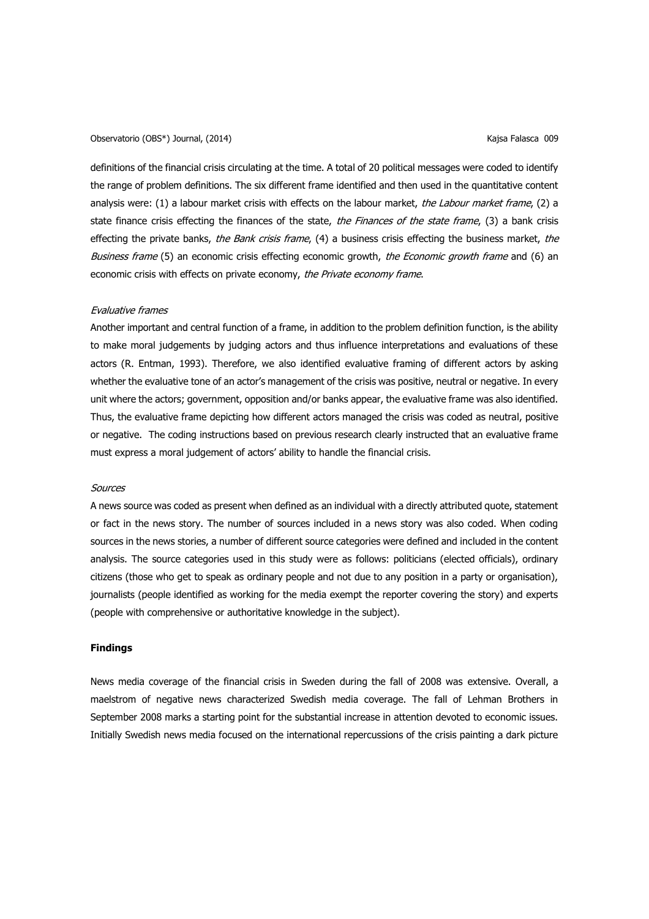definitions of the financial crisis circulating at the time. A total of 20 political messages were coded to identify the range of problem definitions. The six different frame identified and then used in the quantitative content analysis were: (1) a labour market crisis with effects on the labour market, *the Labour market frame*, (2) a state finance crisis effecting the finances of the state, *the Finances of the state frame*, (3) a bank crisis effecting the private banks, *the Bank crisis frame*, (4) a business crisis effecting the business market, *the Business frame* (5) an economic crisis effecting economic growth, *the Economic growth frame* and (6) an economic crisis with effects on private economy, *the Private economy frame*.

*Evaluative frames*

Another important and central function of a frame, in addition to the problem definition function, is the ability to make moral judgements by judging actors and thus influence interpretations and evaluations of these actors (R. Entman, 1993). Therefore, we also identified evaluative framing of different actors by asking whether the evaluative tone of an actor's management of the crisis was positive, neutral or negative. In every unit where the actors; government, opposition and/or banks appear, the evaluative frame was also identified. Thus, the evaluative frame depicting how different actors managed the crisis was coded as neutral, positive or negative. The coding instructions based on previous research clearly instructed that an evaluative frame must express a moral judgement of actors' ability to handle the financial crisis.

*Sources*

A news source was coded as present when defined as an individual with a directly attributed quote, statement or fact in the news story. The number of sources included in a news story was also coded. When coding sources in the news stories, a number of different source categories were defined and included in the content analysis. The source categories used in this study were as follows: politicians (elected officials), ordinary citizens (those who get to speak as ordinary people and not due to any position in a party or organisation), journalists (people identified as working for the media exempt the reporter covering the story) and experts (people with comprehensive or authoritative knowledge in the subject).

**Findings**

News media coverage of the financial crisis in Sweden during the fall of 2008 was extensive. Overall, a maelstrom of negative news characterized Swedish media coverage. The fall of Lehman Brothers in September 2008 marks a starting point for the substantial increase in attention devoted to economic issues. Initially Swedish news media focused on the international repercussions of the crisis painting a dark picture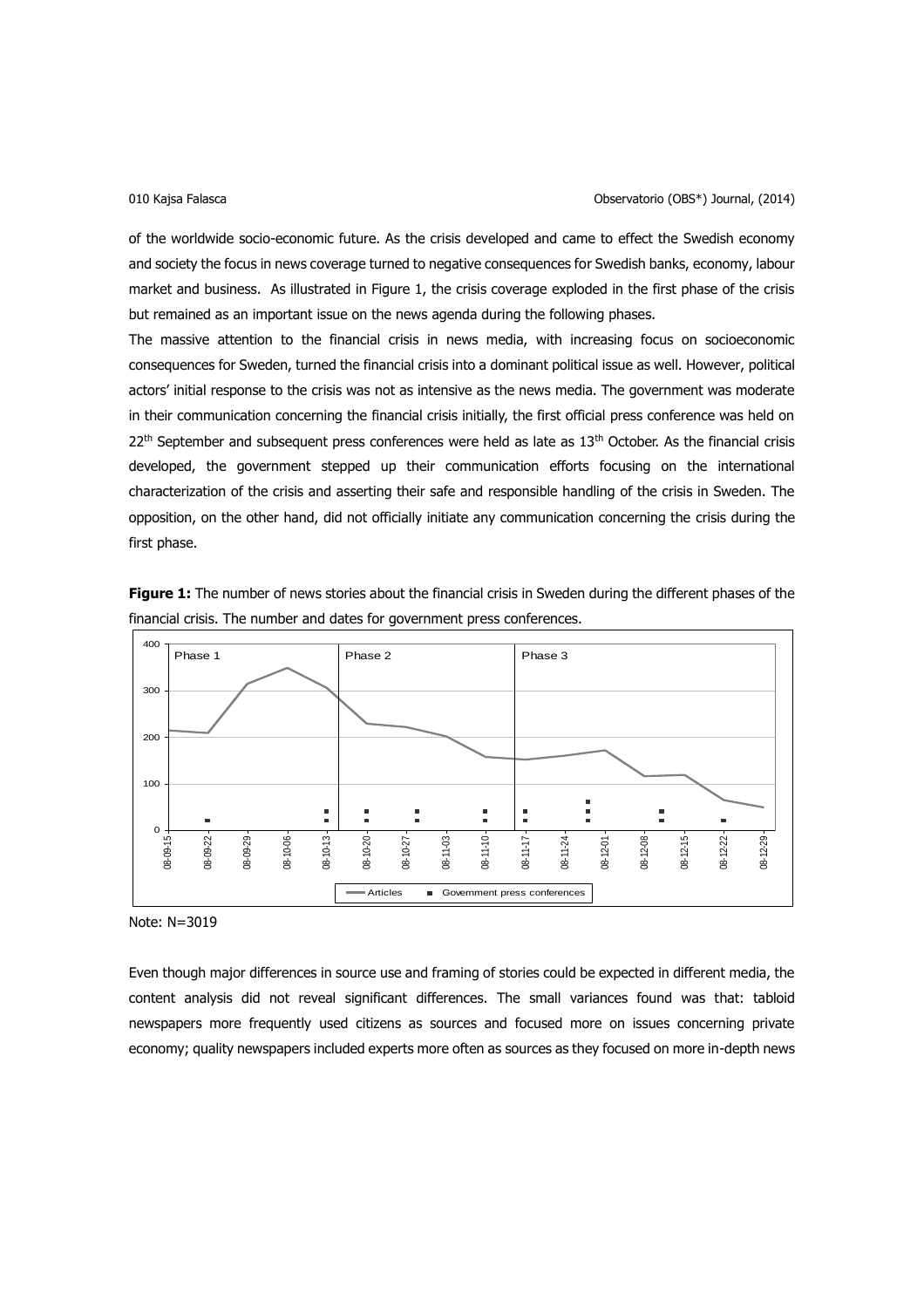of the worldwide socio-economic future. As the crisis developed and came to effect the Swedish economy and society the focus in news coverage turned to negative consequences for Swedish banks, economy, labour market and business. As illustrated in Figure 1, the crisis coverage exploded in the first phase of the crisis but remained as an important issue on the news agenda during the following phases.

The massive attention to the financial crisis in news media, with increasing focus on socioeconomic consequences for Sweden, turned the financial crisis into a dominant political issue as well. However, political actors' initial response to the crisis was not as intensive as the news media. The government was moderate in their communication concerning the financial crisis initially, the first official press conference was held on 22[th] September and subsequent press conferences were held as late as 13[th] October. As the financial crisis developed, the government stepped up their communication efforts focusing on the international characterization of the crisis and asserting their safe and responsible handling of the crisis in Sweden. The opposition, on the other hand, did not officially initiate any communication concerning the crisis during the first phase.

**Figure 1:** The number of news stories about the financial crisis in Sweden during the different phases of the financial crisis. The number and dates for government press conferences.

Note: N=3019

Even though major differences in source use and framing of stories could be expected in different media, the content analysis did not reveal significant differences. The small variances found was that: tabloid newspapers more frequently used citizens as sources and focused more on issues concerning private economy; quality newspapers included experts more often as sources as they focused on more in-depth news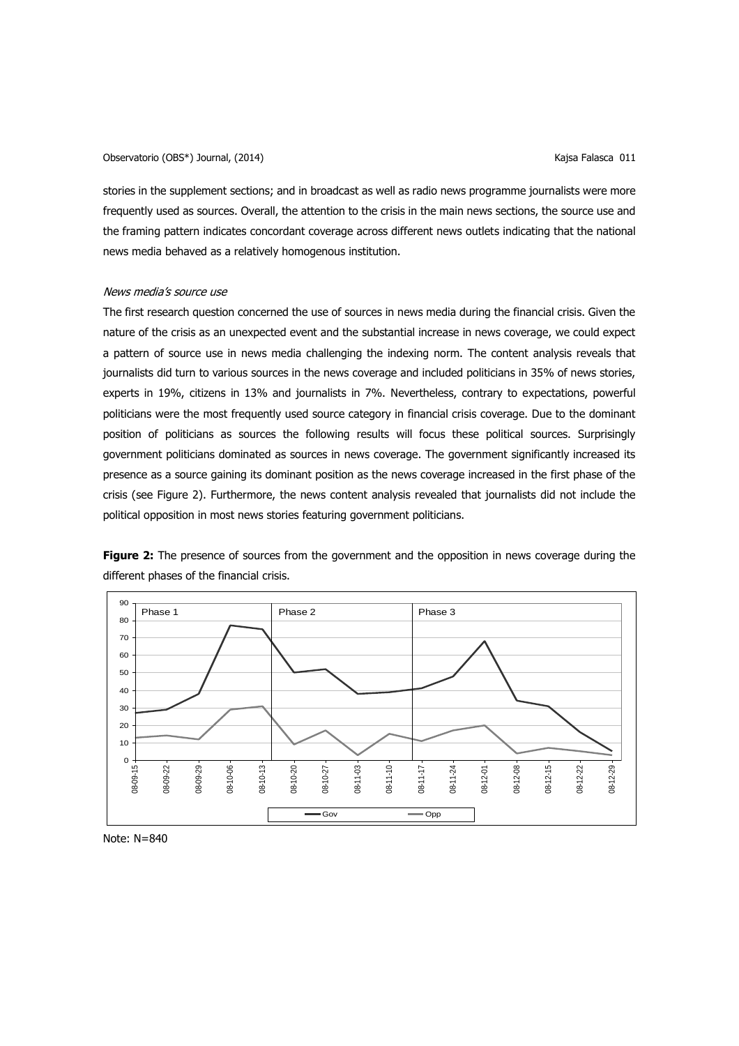stories in the supplement sections; and in broadcast as well as radio news programme journalists were more frequently used as sources. Overall, the attention to the crisis in the main news sections, the source use and the framing pattern indicates concordant coverage across different news outlets indicating that the national news media behaved as a relatively homogenous institution.

*News media's source use*

The first research question concerned the use of sources in news media during the financial crisis. Given the nature of the crisis as an unexpected event and the substantial increase in news coverage, we could expect a pattern of source use in news media challenging the indexing norm. The content analysis reveals that journalists did turn to various sources in the news coverage and included politicians in 35% of news stories, experts in 19%, citizens in 13% and journalists in 7%. Nevertheless, contrary to expectations, powerful politicians were the most frequently used source category in financial crisis coverage. Due to the dominant position of politicians as sources the following results will focus these political sources. Surprisingly government politicians dominated as sources in news coverage. The government significantly increased its presence as a source gaining its dominant position as the news coverage increased in the first phase of the crisis (see Figure 2). Furthermore, the news content analysis revealed that journalists did not include the political opposition in most news stories featuring government politicians.

**Figure 2:** The presence of sources from the government and the opposition in news coverage during the different phases of the financial crisis.

Note: N=840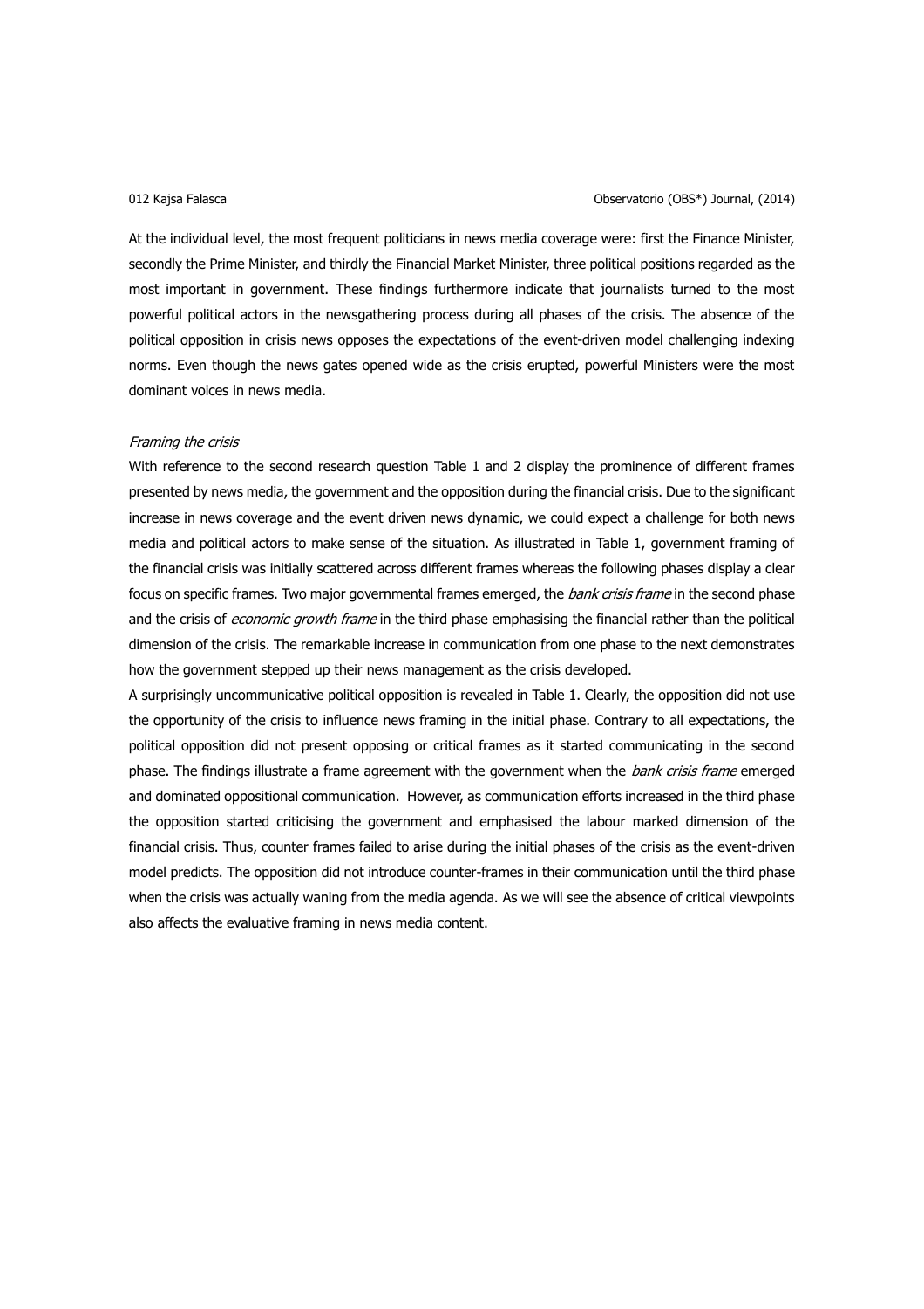At the individual level, the most frequent politicians in news media coverage were: first the Finance Minister, secondly the Prime Minister, and thirdly the Financial Market Minister, three political positions regarded as the most important in government. These findings furthermore indicate that journalists turned to the most powerful political actors in the newsgathering process during all phases of the crisis. The absence of the political opposition in crisis news opposes the expectations of the event-driven model challenging indexing norms. Even though the news gates opened wide as the crisis erupted, powerful Ministers were the most dominant voices in news media.

*Framing the crisis*

With reference to the second research question Table 1 and 2 display the prominence of different frames presented by news media, the government and the opposition during the financial crisis. Due to the significant increase in news coverage and the event driven news dynamic, we could expect a challenge for both news media and political actors to make sense of the situation. As illustrated in Table 1, government framing of the financial crisis was initially scattered across different frames whereas the following phases display a clear focus on specific frames. Two major governmental frames emerged, the *bank crisis frame* in the second phase and the crisis of *economic growth frame* in the third phase emphasising the financial rather than the political dimension of the crisis. The remarkable increase in communication from one phase to the next demonstrates how the government stepped up their news management as the crisis developed.

A surprisingly uncommunicative political opposition is revealed in Table 1. Clearly, the opposition did not use the opportunity of the crisis to influence news framing in the initial phase. Contrary to all expectations, the political opposition did not present opposing or critical frames as it started communicating in the second phase. The findings illustrate a frame agreement with the government when the *bank crisis frame* emerged and dominated oppositional communication. However, as communication efforts increased in the third phase the opposition started criticising the government and emphasised the labour marked dimension of the financial crisis. Thus, counter frames failed to arise during the initial phases of the crisis as the event-driven model predicts. The opposition did not introduce counter-frames in their communication until the third phase when the crisis was actually waning from the media agenda. As we will see the absence of critical viewpoints also affects the evaluative framing in news media content.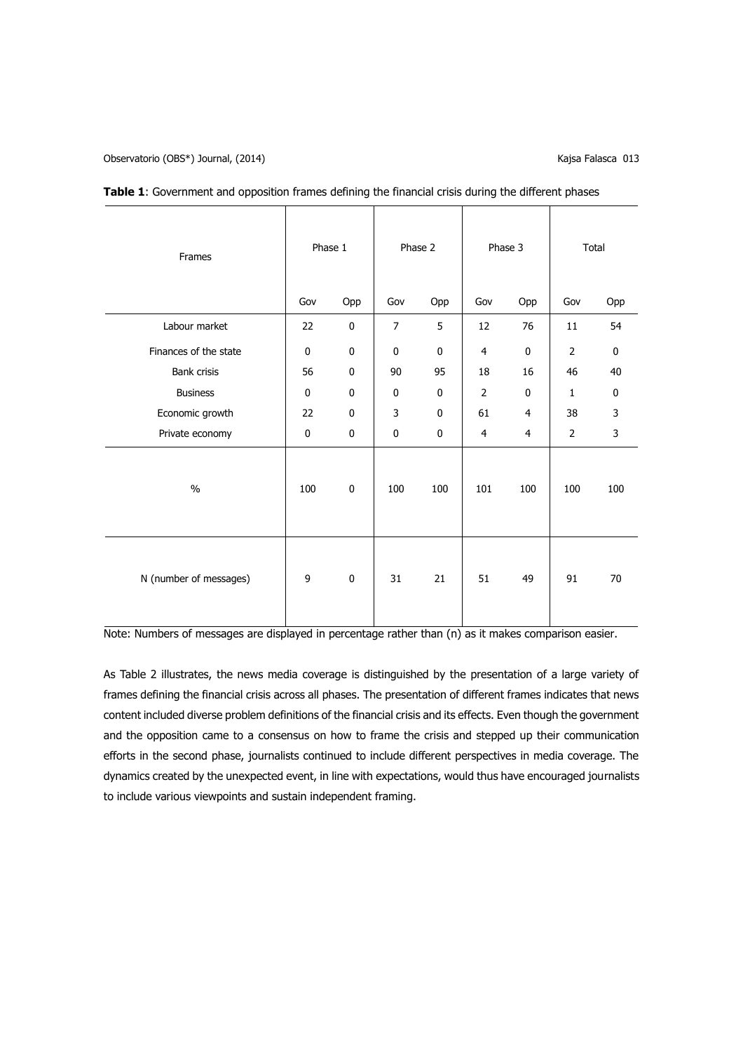**Table 1**: Government and opposition frames defining the financial crisis during the different phases

| Frames | Phase 1 | | Phase 2 | | Phase 3 | | Total | |
|---|---|---|---|---|---|---|---|---|
| | Gov | Opp | Gov | Opp | Gov | Opp | Gov | Opp |
| Labour market | 22 | 0 | 7 | 5 | 12 | 76 | 11 | 54 |
| Finances of the state | 0 | 0 | 0 | 0 | 4 | 0 | 2 | 0 |
| Bank crisis | 56 | 0 | 90 | 95 | 18 | 16 | 46 | 40 |
| Business | 0 | 0 | 0 | 0 | 2 | 0 | 1 | 0 |
| Economic growth | 22 | 0 | 3 | 0 | 61 | 4 | 38 | 3 |
| Private economy | 0 | 0 | 0 | 0 | 4 | 4 | 2 | 3 |
| % | 100 | 0 | 100 | 100 | 101 | 100 | 100 | 100 |
| N (number of messages) | 9 | 0 | 31 | 21 | 51 | 49 | 91 | 70 |

Note: Numbers of messages are displayed in percentage rather than (n) as it makes comparison easier.

As Table 2 illustrates, the news media coverage is distinguished by the presentation of a large variety of frames defining the financial crisis across all phases. The presentation of different frames indicates that news content included diverse problem definitions of the financial crisis and its effects. Even though the government and the opposition came to a consensus on how to frame the crisis and stepped up their communication efforts in the second phase, journalists continued to include different perspectives in media coverage. The dynamics created by the unexpected event, in line with expectations, would thus have encouraged journalists to include various viewpoints and sustain independent framing.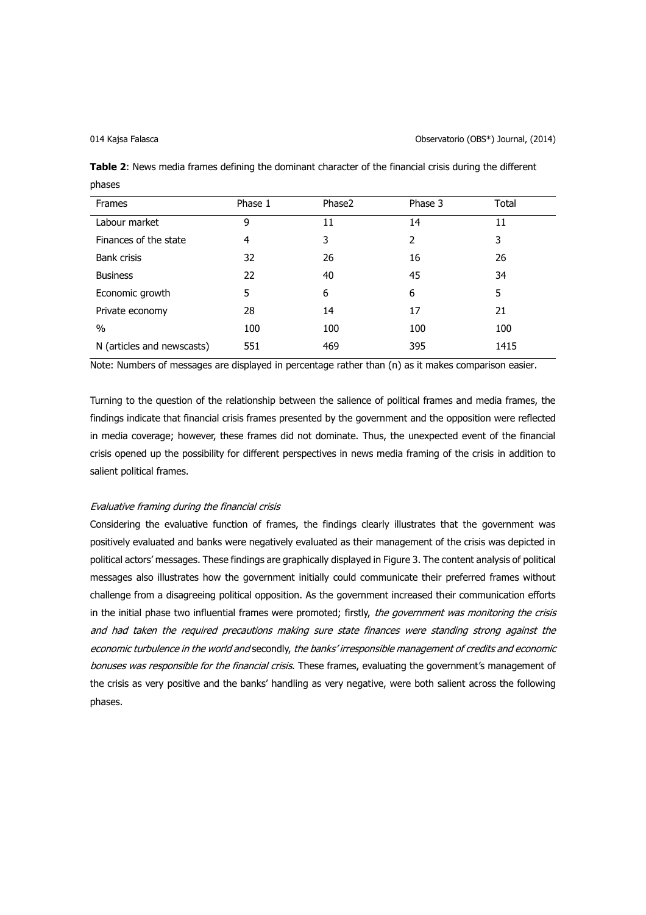**Table 2**: News media frames defining the dominant character of the financial crisis during the different phases

| Frames | Phase 1 | Phase2 | Phase 3 | Total |
|---|---|---|---|---|
| Labour market | 9 | 11 | 14 | 11 |
| Finances of the state | 4 | 3 | 2 | 3 |
| Bank crisis | 32 | 26 | 16 | 26 |
| Business | 22 | 40 | 45 | 34 |
| Economic growth | 5 | 6 | 6 | 5 |
| Private economy | 28 | 14 | 17 | 21 |
| % | 100 | 100 | 100 | 100 |
| N (articles and newscasts) | 551 | 469 | 395 | 1415 |

Note: Numbers of messages are displayed in percentage rather than (n) as it makes comparison easier.

Turning to the question of the relationship between the salience of political frames and media frames, the findings indicate that financial crisis frames presented by the government and the opposition were reflected in media coverage; however, these frames did not dominate. Thus, the unexpected event of the financial crisis opened up the possibility for different perspectives in news media framing of the crisis in addition to salient political frames.

*Evaluative framing during the financial crisis*

Considering the evaluative function of frames, the findings clearly illustrates that the government was positively evaluated and banks were negatively evaluated as their management of the crisis was depicted in political actors' messages. These findings are graphically displayed in Figure 3. The content analysis of political messages also illustrates how the government initially could communicate their preferred frames without challenge from a disagreeing political opposition. As the government increased their communication efforts in the initial phase two influential frames were promoted; firstly, *the government was monitoring the crisis and had taken the required precautions making sure state finances were standing strong against the economic turbulence in the world and* secondly, *the banks' irresponsible management of credits and economic bonuses was responsible for the financial crisis*. These frames, evaluating the government's management of the crisis as very positive and the banks' handling as very negative, were both salient across the following phases.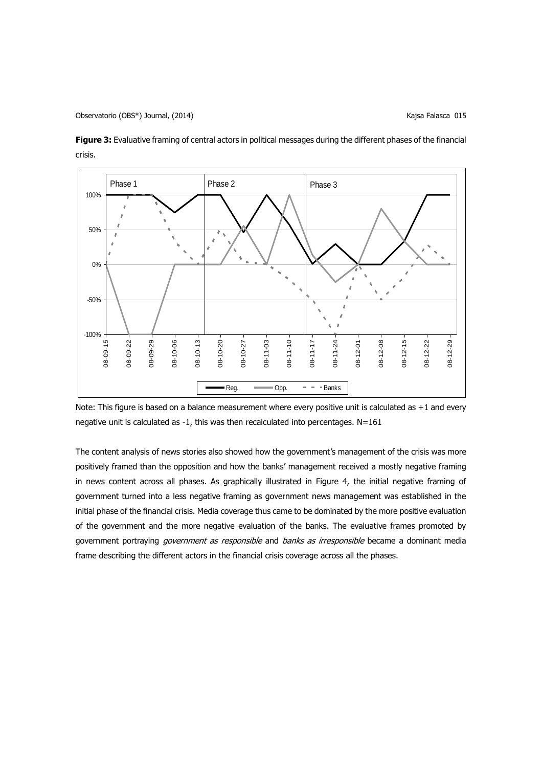**Figure 3:** Evaluative framing of central actors in political messages during the different phases of the financial crisis.

Phase 1
Phase 2
Phase 3

100%
50%
0%
-50%
-100%

08-09-15
08-09-22
08-09-29
08-10-06
08-10-13
08-10-20
08-10-27
08-11-03
08-11-10
08-11-17
08-11-24
08-12-01
08-12-08
08-12-15
08-12-22
08-12-29

Reg.
Opp.
Banks

Note: This figure is based on a balance measurement where every positive unit is calculated as +1 and every negative unit is calculated as -1, this was then recalculated into percentages. N=161

The content analysis of news stories also showed how the government's management of the crisis was more positively framed than the opposition and how the banks' management received a mostly negative framing in news content across all phases. As graphically illustrated in Figure 4, the initial negative framing of government turned into a less negative framing as government news management was established in the initial phase of the financial crisis. Media coverage thus came to be dominated by the more positive evaluation of the government and the more negative evaluation of the banks. The evaluative frames promoted by government portraying *government as responsible* and *banks as irresponsible* became a dominant media frame describing the different actors in the financial crisis coverage across all the phases.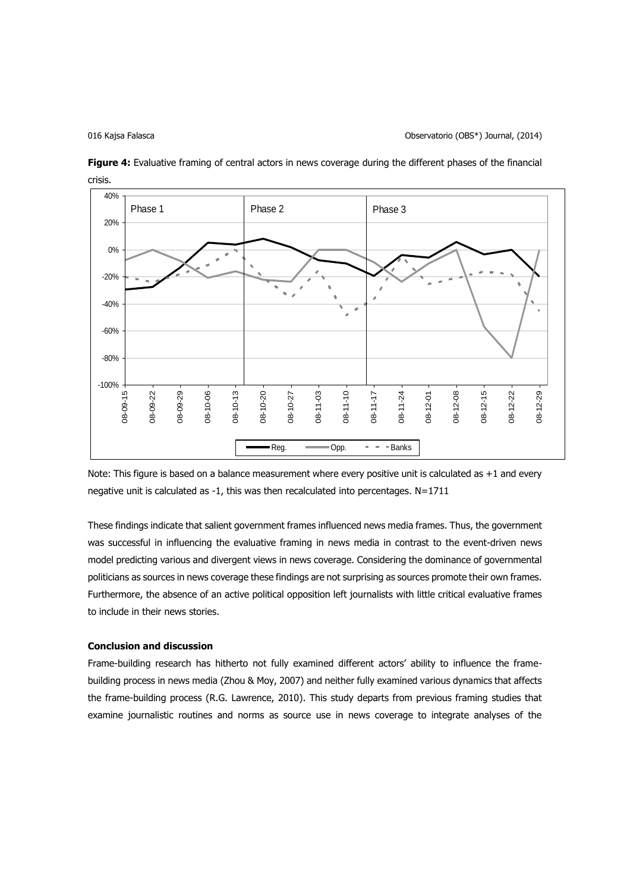**Figure 4:** Evaluative framing of central actors in news coverage during the different phases of the financial crisis.

40%
20%
0%
-20%
-40%
-60%
-80%
-100%

Phase 1
Phase 2
Phase 3

08-09-15
08-09-22
08-09-29
08-10-06
08-10-13
08-10-20
08-10-27
08-11-03
08-11-10
08-11-17
08-11-24
08-12-01
08-12-08
08-12-15
08-12-22
08-12-29

Reg.
Opp.
Banks

Note: This figure is based on a balance measurement where every positive unit is calculated as +1 and every negative unit is calculated as -1, this was then recalculated into percentages. N=1711

These findings indicate that salient government frames influenced news media frames. Thus, the government was successful in influencing the evaluative framing in news media in contrast to the event-driven news model predicting various and divergent views in news coverage. Considering the dominance of governmental politicians as sources in news coverage these findings are not surprising as sources promote their own frames. Furthermore, the absence of an active political opposition left journalists with little critical evaluative frames to include in their news stories.

#### Conclusion and discussion

Frame-building research has hitherto not fully examined different actors' ability to influence the frame-building process in news media (Zhou & Moy, 2007) and neither fully examined various dynamics that affects the frame-building process (R.G. Lawrence, 2010). This study departs from previous framing studies that examine journalistic routines and norms as source use in news coverage to integrate analyses of the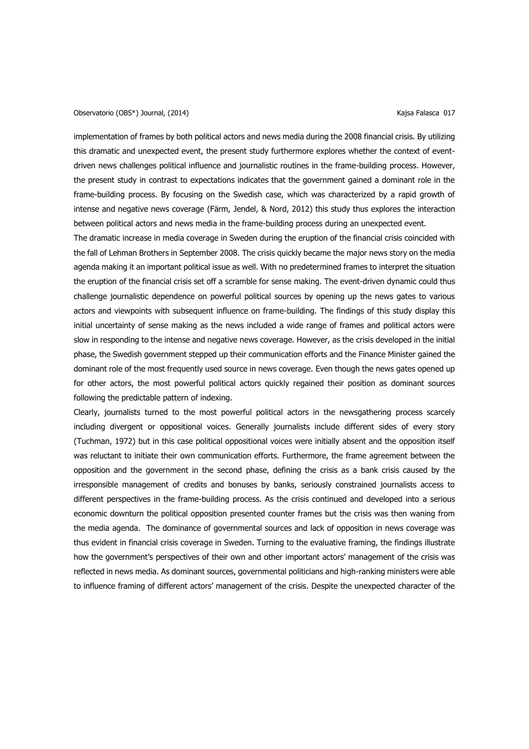implementation of frames by both political actors and news media during the 2008 financial crisis. By utilizing this dramatic and unexpected event, the present study furthermore explores whether the context of event-driven news challenges political influence and journalistic routines in the frame-building process. However, the present study in contrast to expectations indicates that the government gained a dominant role in the frame-building process. By focusing on the Swedish case, which was characterized by a rapid growth of intense and negative news coverage (Färm, Jendel, & Nord, 2012) this study thus explores the interaction between political actors and news media in the frame-building process during an unexpected event.

The dramatic increase in media coverage in Sweden during the eruption of the financial crisis coincided with the fall of Lehman Brothers in September 2008. The crisis quickly became the major news story on the media agenda making it an important political issue as well. With no predetermined frames to interpret the situation the eruption of the financial crisis set off a scramble for sense making. The event-driven dynamic could thus challenge journalistic dependence on powerful political sources by opening up the news gates to various actors and viewpoints with subsequent influence on frame-building. The findings of this study display this initial uncertainty of sense making as the news included a wide range of frames and political actors were slow in responding to the intense and negative news coverage. However, as the crisis developed in the initial phase, the Swedish government stepped up their communication efforts and the Finance Minister gained the dominant role of the most frequently used source in news coverage. Even though the news gates opened up for other actors, the most powerful political actors quickly regained their position as dominant sources following the predictable pattern of indexing.

Clearly, journalists turned to the most powerful political actors in the newsgathering process scarcely including divergent or oppositional voices. Generally journalists include different sides of every story (Tuchman, 1972) but in this case political oppositional voices were initially absent and the opposition itself was reluctant to initiate their own communication efforts. Furthermore, the frame agreement between the opposition and the government in the second phase, defining the crisis as a bank crisis caused by the irresponsible management of credits and bonuses by banks, seriously constrained journalists access to different perspectives in the frame-building process. As the crisis continued and developed into a serious economic downturn the political opposition presented counter frames but the crisis was then waning from the media agenda. The dominance of governmental sources and lack of opposition in news coverage was thus evident in financial crisis coverage in Sweden. Turning to the evaluative framing, the findings illustrate how the government's perspectives of their own and other important actors' management of the crisis was reflected in news media. As dominant sources, governmental politicians and high-ranking ministers were able to influence framing of different actors' management of the crisis. Despite the unexpected character of the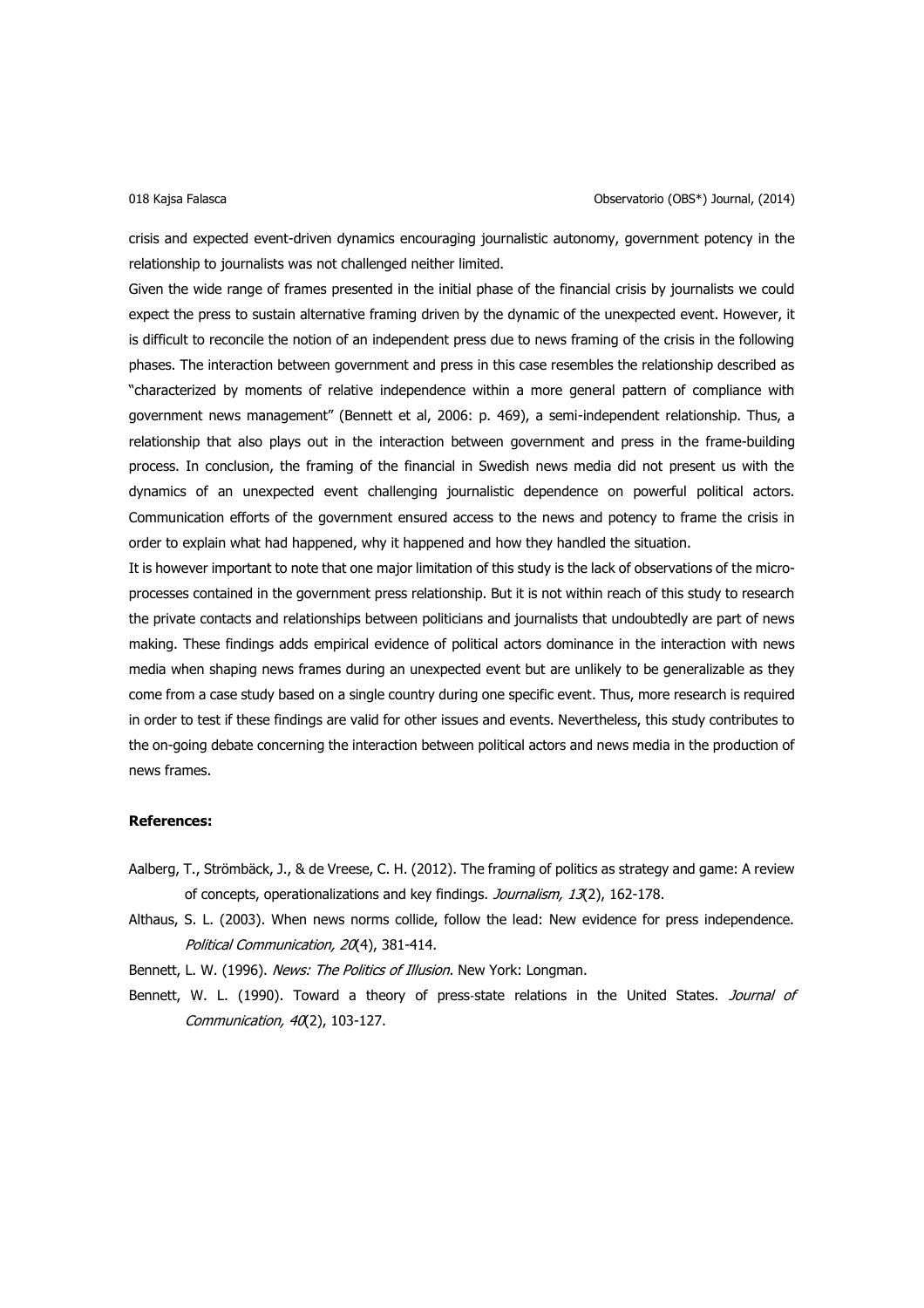crisis and expected event-driven dynamics encouraging journalistic autonomy, government potency in the relationship to journalists was not challenged neither limited.

Given the wide range of frames presented in the initial phase of the financial crisis by journalists we could expect the press to sustain alternative framing driven by the dynamic of the unexpected event. However, it is difficult to reconcile the notion of an independent press due to news framing of the crisis in the following phases. The interaction between government and press in this case resembles the relationship described as "characterized by moments of relative independence within a more general pattern of compliance with government news management" (Bennett et al, 2006: p. 469), a semi-independent relationship. Thus, a relationship that also plays out in the interaction between government and press in the frame-building process. In conclusion, the framing of the financial in Swedish news media did not present us with the dynamics of an unexpected event challenging journalistic dependence on powerful political actors. Communication efforts of the government ensured access to the news and potency to frame the crisis in order to explain what had happened, why it happened and how they handled the situation.

It is however important to note that one major limitation of this study is the lack of observations of the micro-processes contained in the government press relationship. But it is not within reach of this study to research the private contacts and relationships between politicians and journalists that undoubtedly are part of news making. These findings adds empirical evidence of political actors dominance in the interaction with news media when shaping news frames during an unexpected event but are unlikely to be generalizable as they come from a case study based on a single country during one specific event. Thus, more research is required in order to test if these findings are valid for other issues and events. Nevertheless, this study contributes to the on-going debate concerning the interaction between political actors and news media in the production of news frames.

**References:**

Aalberg, T., Strömbäck, J., & de Vreese, C. H. (2012). The framing of politics as strategy and game: A review of concepts, operationalizations and key findings. *Journalism, 13*(2), 162-178.

Althaus, S. L. (2003). When news norms collide, follow the lead: New evidence for press independence. *Political Communication, 20*(4), 381-414.

Bennett, L. W. (1996). *News: The Politics of Illusion*. New York: Longman.

Bennett, W. L. (1990). Toward a theory of press-state relations in the United States. *Journal of Communication, 40*(2), 103-127.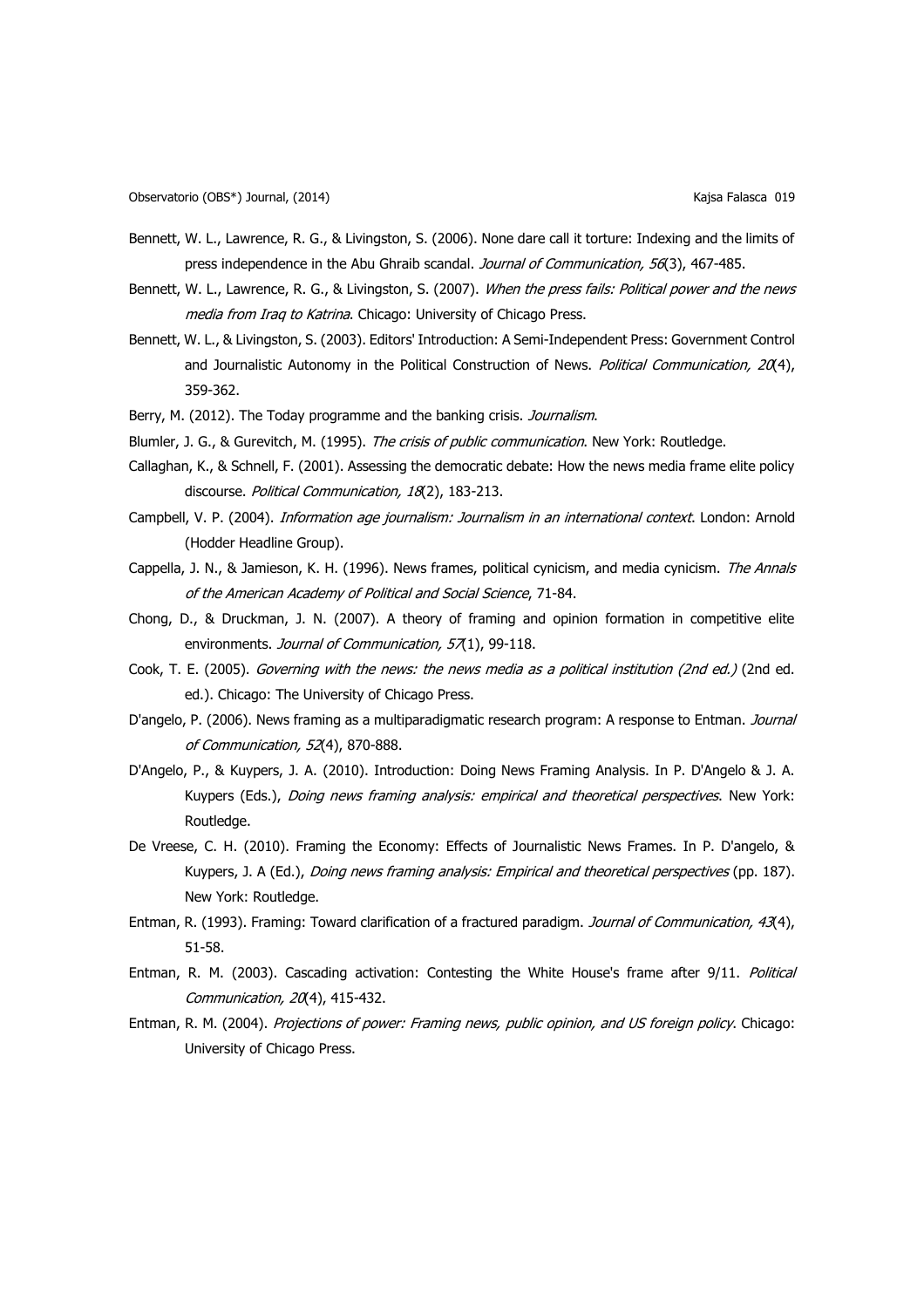Bennett, W. L., Lawrence, R. G., & Livingston, S. (2006). None dare call it torture: Indexing and the limits of press independence in the Abu Ghraib scandal. *Journal of Communication, 56*(3), 467-485.

Bennett, W. L., Lawrence, R. G., & Livingston, S. (2007). *When the press fails: Political power and the news media from Iraq to Katrina*. Chicago: University of Chicago Press.

Bennett, W. L., & Livingston, S. (2003). Editors' Introduction: A Semi-Independent Press: Government Control and Journalistic Autonomy in the Political Construction of News. *Political Communication, 20*(4), 359-362.

Berry, M. (2012). The Today programme and the banking crisis. *Journalism*.

Blumler, J. G., & Gurevitch, M. (1995). *The crisis of public communication*. New York: Routledge.

Callaghan, K., & Schnell, F. (2001). Assessing the democratic debate: How the news media frame elite policy discourse. *Political Communication, 18*(2), 183-213.

Campbell, V. P. (2004). *Information age journalism: Journalism in an international context*. London: Arnold (Hodder Headline Group).

Cappella, J. N., & Jamieson, K. H. (1996). News frames, political cynicism, and media cynicism. *The Annals of the American Academy of Political and Social Science*, 71-84.

Chong, D., & Druckman, J. N. (2007). A theory of framing and opinion formation in competitive elite environments. *Journal of Communication, 57*(1), 99-118.

Cook, T. E. (2005). *Governing with the news: the news media as a political institution (2nd ed.)* (2nd ed. ed.). Chicago: The University of Chicago Press.

D'angelo, P. (2006). News framing as a multiparadigmatic research program: A response to Entman. *Journal of Communication, 52*(4), 870-888.

D'Angelo, P., & Kuypers, J. A. (2010). Introduction: Doing News Framing Analysis. In P. D'Angelo & J. A. Kuypers (Eds.), *Doing news framing analysis: empirical and theoretical perspectives*. New York: Routledge.

De Vreese, C. H. (2010). Framing the Economy: Effects of Journalistic News Frames. In P. D'angelo, & Kuypers, J. A (Ed.), *Doing news framing analysis: Empirical and theoretical perspectives* (pp. 187). New York: Routledge.

Entman, R. (1993). Framing: Toward clarification of a fractured paradigm. *Journal of Communication, 43*(4), 51-58.

Entman, R. M. (2003). Cascading activation: Contesting the White House's frame after 9/11. *Political Communication, 20*(4), 415-432.

Entman, R. M. (2004). *Projections of power: Framing news, public opinion, and US foreign policy*. Chicago: University of Chicago Press.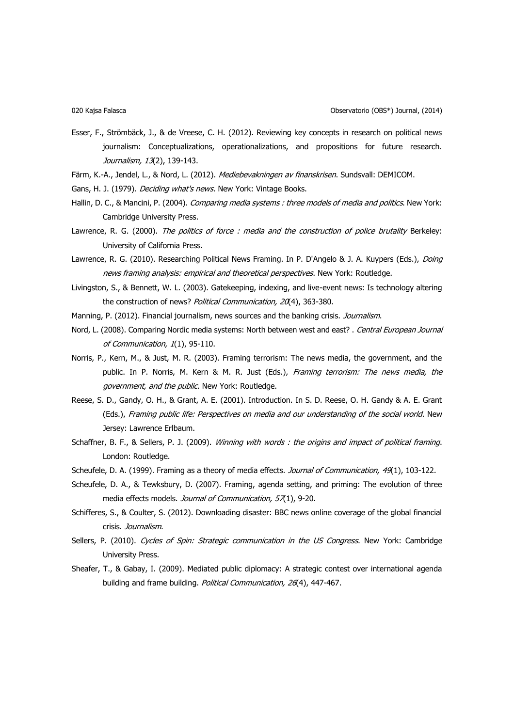Esser, F., Strömbäck, J., & de Vreese, C. H. (2012). Reviewing key concepts in research on political news journalism: Conceptualizations, operationalizations, and propositions for future research. *Journalism, 13*(2), 139-143.

Färm, K.-A., Jendel, L., & Nord, L. (2012). *Mediebevakningen av finanskrisen*. Sundsvall: DEMICOM.

Gans, H. J. (1979). *Deciding what's news.* New York: Vintage Books.

Hallin, D. C., & Mancini, P. (2004). *Comparing media systems : three models of media and politics*. New York: Cambridge University Press.

Lawrence, R. G. (2000). *The politics of force : media and the construction of police brutality* Berkeley: University of California Press.

Lawrence, R. G. (2010). Researching Political News Framing. In P. D'Angelo & J. A. Kuypers (Eds.), *Doing news framing analysis: empirical and theoretical perspectives*. New York: Routledge.

Livingston, S., & Bennett, W. L. (2003). Gatekeeping, indexing, and live-event news: Is technology altering the construction of news? *Political Communication, 20*(4), 363-380.

Manning, P. (2012). Financial journalism, news sources and the banking crisis. *Journalism*.

Nord, L. (2008). Comparing Nordic media systems: North between west and east? . *Central European Journal of Communication, 1*(1), 95-110.

Norris, P., Kern, M., & Just, M. R. (2003). Framing terrorism: The news media, the government, and the public. In P. Norris, M. Kern & M. R. Just (Eds.), *Framing terrorism: The news media, the government, and the public*. New York: Routledge.

Reese, S. D., Gandy, O. H., & Grant, A. E. (2001). Introduction. In S. D. Reese, O. H. Gandy & A. E. Grant (Eds.), *Framing public life: Perspectives on media and our understanding of the social world*. New Jersey: Lawrence Erlbaum.

Schaffner, B. F., & Sellers, P. J. (2009). *Winning with words : the origins and impact of political framing*. London: Routledge.

Scheufele, D. A. (1999). Framing as a theory of media effects. *Journal of Communication, 49*(1), 103-122.

Scheufele, D. A., & Tewksbury, D. (2007). Framing, agenda setting, and priming: The evolution of three media effects models. *Journal of Communication, 57*(1), 9-20.

Schifferes, S., & Coulter, S. (2012). Downloading disaster: BBC news online coverage of the global financial crisis. *Journalism*.

Sellers, P. (2010). *Cycles of Spin: Strategic communication in the US Congress*. New York: Cambridge University Press.

Sheafer, T., & Gabay, I. (2009). Mediated public diplomacy: A strategic contest over international agenda building and frame building. *Political Communication, 26*(4), 447-467.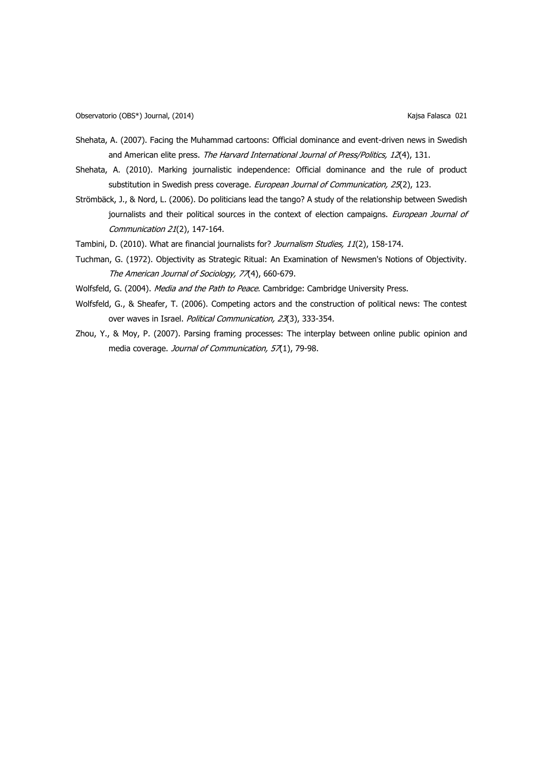Shehata, A. (2007). Facing the Muhammad cartoons: Official dominance and event-driven news in Swedish and American elite press. *The Harvard International Journal of Press/Politics, 12*(4), 131.

Shehata, A. (2010). Marking journalistic independence: Official dominance and the rule of product substitution in Swedish press coverage. *European Journal of Communication, 25*(2), 123.

Strömbäck, J., & Nord, L. (2006). Do politicians lead the tango? A study of the relationship between Swedish journalists and their political sources in the context of election campaigns. *European Journal of Communication 21*(2), 147-164.

Tambini, D. (2010). What are financial journalists for? *Journalism Studies, 11*(2), 158-174.

Tuchman, G. (1972). Objectivity as Strategic Ritual: An Examination of Newsmen's Notions of Objectivity. *The American Journal of Sociology, 77*(4), 660-679.

Wolfsfeld, G. (2004). *Media and the Path to Peace*. Cambridge: Cambridge University Press.

Wolfsfeld, G., & Sheafer, T. (2006). Competing actors and the construction of political news: The contest over waves in Israel. *Political Communication, 23*(3), 333-354.

Zhou, Y., & Moy, P. (2007). Parsing framing processes: The interplay between online public opinion and media coverage. *Journal of Communication, 57*(1), 79-98.